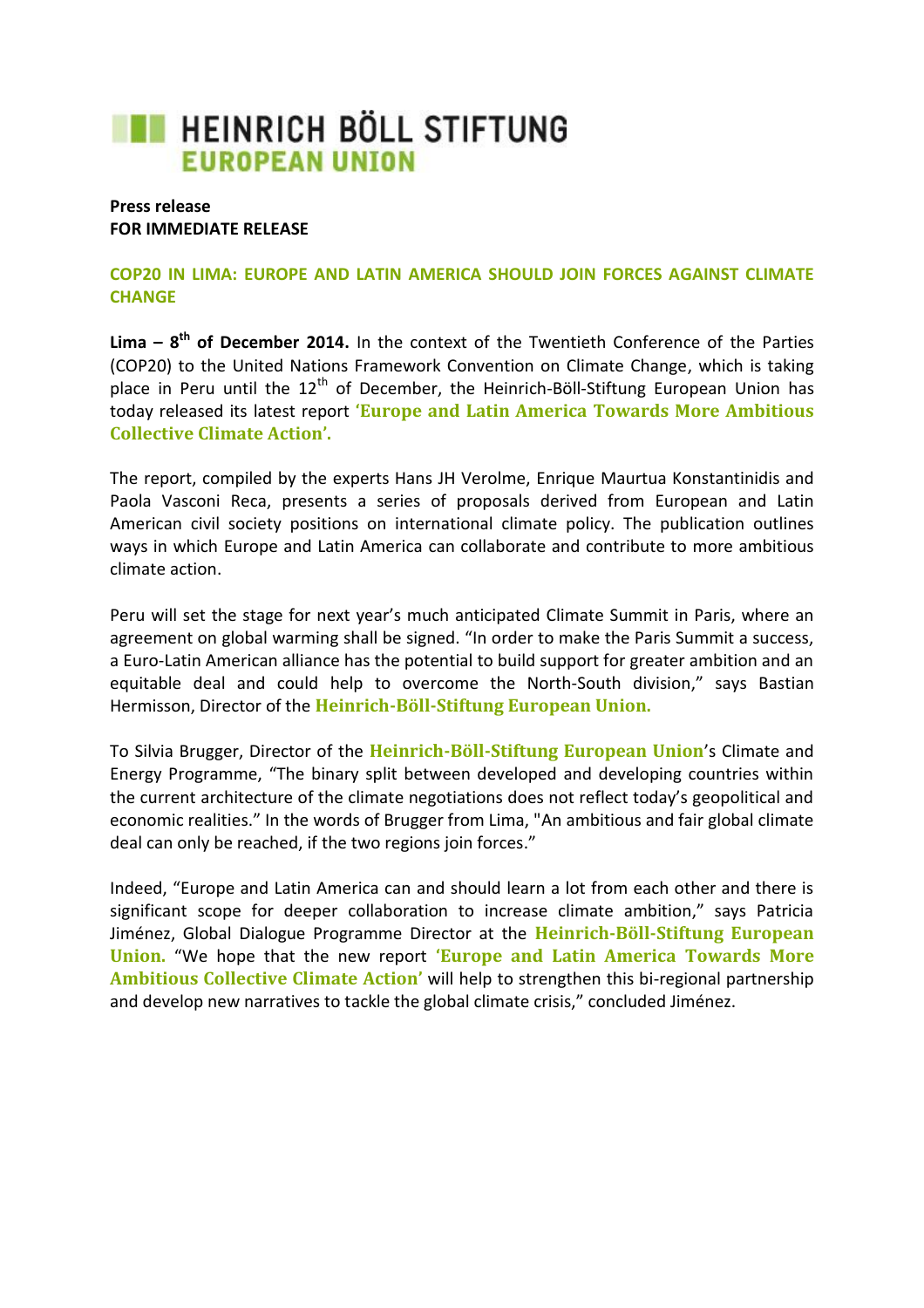HEINRICH BÖLL STIFTUNG
EUROPEAN UNION

**Press release**
**FOR IMMEDIATE RELEASE**

## COP20 IN LIMA: EUROPE AND LATIN AMERICA SHOULD JOIN FORCES AGAINST CLIMATE CHANGE

**Lima – 8th of December 2014.** In the context of the Twentieth Conference of the Parties (COP20) to the United Nations Framework Convention on Climate Change, which is taking place in Peru until the 12th of December, the Heinrich-Böll-Stiftung European Union has today released its latest report **'Europe and Latin America Towards More Ambitious Collective Climate Action'.**

The report, compiled by the experts Hans JH Verolme, Enrique Maurtua Konstantinidis and Paola Vasconi Reca, presents a series of proposals derived from European and Latin American civil society positions on international climate policy. The publication outlines ways in which Europe and Latin America can collaborate and contribute to more ambitious climate action.

Peru will set the stage for next year's much anticipated Climate Summit in Paris, where an agreement on global warming shall be signed. "In order to make the Paris Summit a success, a Euro-Latin American alliance has the potential to build support for greater ambition and an equitable deal and could help to overcome the North-South division," says Bastian Hermisson, Director of the **Heinrich-Böll-Stiftung European Union.**

To Silvia Brugger, Director of the **Heinrich-Böll-Stiftung European Union**'s Climate and Energy Programme, "The binary split between developed and developing countries within the current architecture of the climate negotiations does not reflect today's geopolitical and economic realities." In the words of Brugger from Lima, "An ambitious and fair global climate deal can only be reached, if the two regions join forces."

Indeed, "Europe and Latin America can and should learn a lot from each other and there is significant scope for deeper collaboration to increase climate ambition," says Patricia Jiménez, Global Dialogue Programme Director at the **Heinrich-Böll-Stiftung European Union.** "We hope that the new report **'Europe and Latin America Towards More Ambitious Collective Climate Action'** will help to strengthen this bi-regional partnership and develop new narratives to tackle the global climate crisis," concluded Jiménez.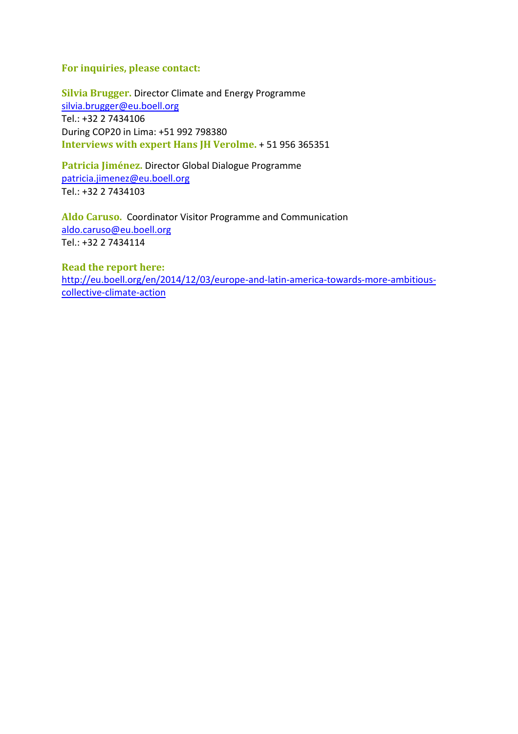**For inquiries, please contact:**

**Silvia Brugger.** Director Climate and Energy Programme
silvia.brugger@eu.boell.org
Tel.: +32 2 7434106
During COP20 in Lima: +51 992 798380
**Interviews with expert Hans JH Verolme.** + 51 956 365351

**Patricia Jiménez.** Director Global Dialogue Programme
patricia.jimenez@eu.boell.org
Tel.: +32 2 7434103

**Aldo Caruso.** Coordinator Visitor Programme and Communication
aldo.caruso@eu.boell.org
Tel.: +32 2 7434114

**Read the report here:**
http://eu.boell.org/en/2014/12/03/europe-and-latin-america-towards-more-ambitious-collective-climate-action